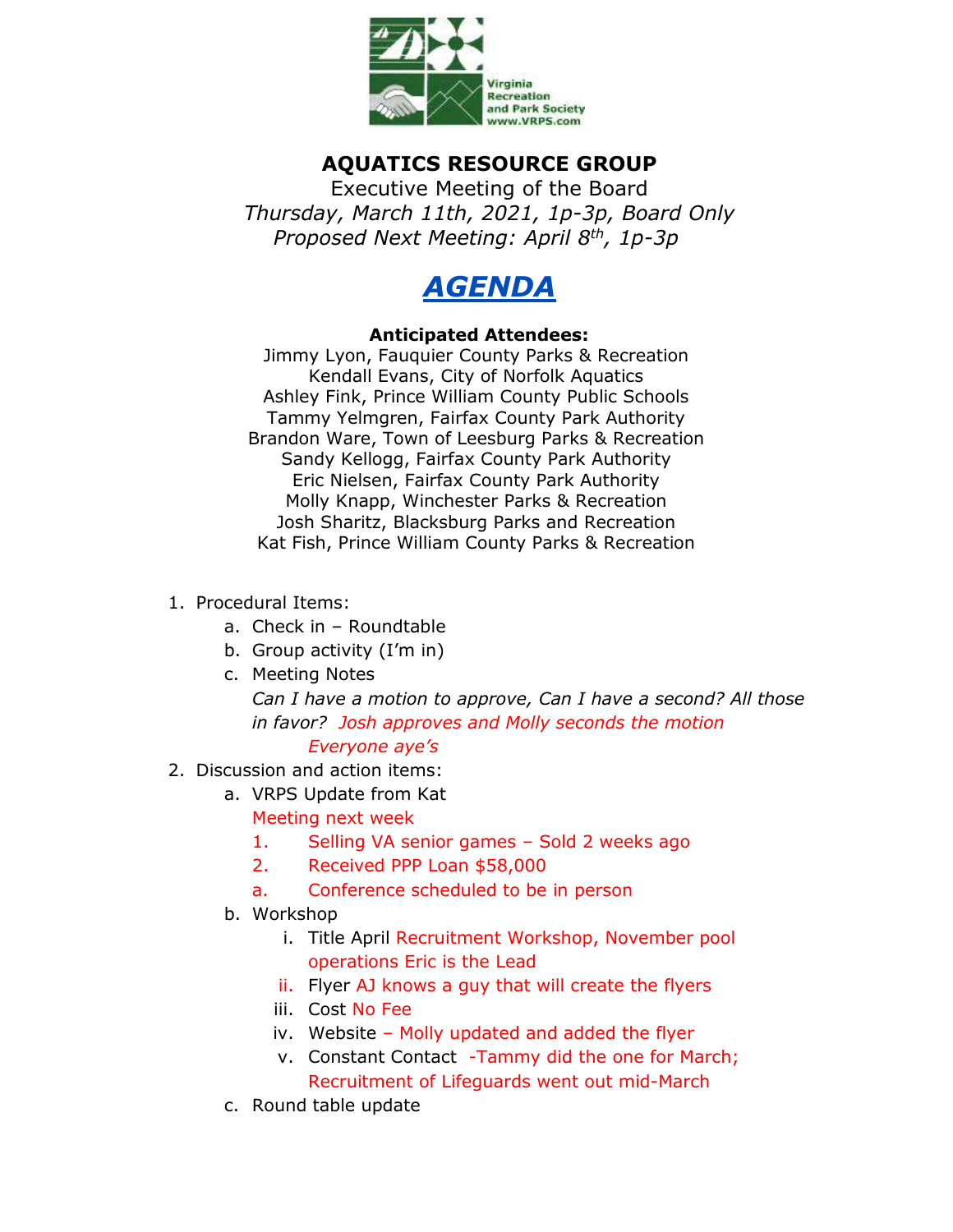Virginia Recreation and Park Society
www.VRPS.com

# AQUATICS RESOURCE GROUP

Executive Meeting of the Board

*Thursday, March 11th, 2021, 1p-3p, Board Only*

*Proposed Next Meeting: April 8th, 1p-3p*

## *AGENDA*

**Anticipated Attendees:**

Jimmy Lyon, Fauquier County Parks & Recreation
Kendall Evans, City of Norfolk Aquatics
Ashley Fink, Prince William County Public Schools
Tammy Yelmgren, Fairfax County Park Authority
Brandon Ware, Town of Leesburg Parks & Recreation
Sandy Kellogg, Fairfax County Park Authority
Eric Nielsen, Fairfax County Park Authority
Molly Knapp, Winchester Parks & Recreation
Josh Sharitz, Blacksburg Parks and Recreation
Kat Fish, Prince William County Parks & Recreation

1. Procedural Items:
   a. Check in – Roundtable
   b. Group activity (I'm in)
   c. Meeting Notes
      *Can I have a motion to approve, Can I have a second? All those in favor? Josh approves and Molly seconds the motion*
      *Everyone aye's*
2. Discussion and action items:
   a. VRPS Update from Kat
      Meeting next week
      1. Selling VA senior games – Sold 2 weeks ago
      2. Received PPP Loan $58,000
      a. Conference scheduled to be in person
   b. Workshop
      i. Title April Recruitment Workshop, November pool operations Eric is the Lead
      ii. Flyer AJ knows a guy that will create the flyers
      iii. Cost No Fee
      iv. Website – Molly updated and added the flyer
      v. Constant Contact -Tammy did the one for March; Recruitment of Lifeguards went out mid-March
   c. Round table update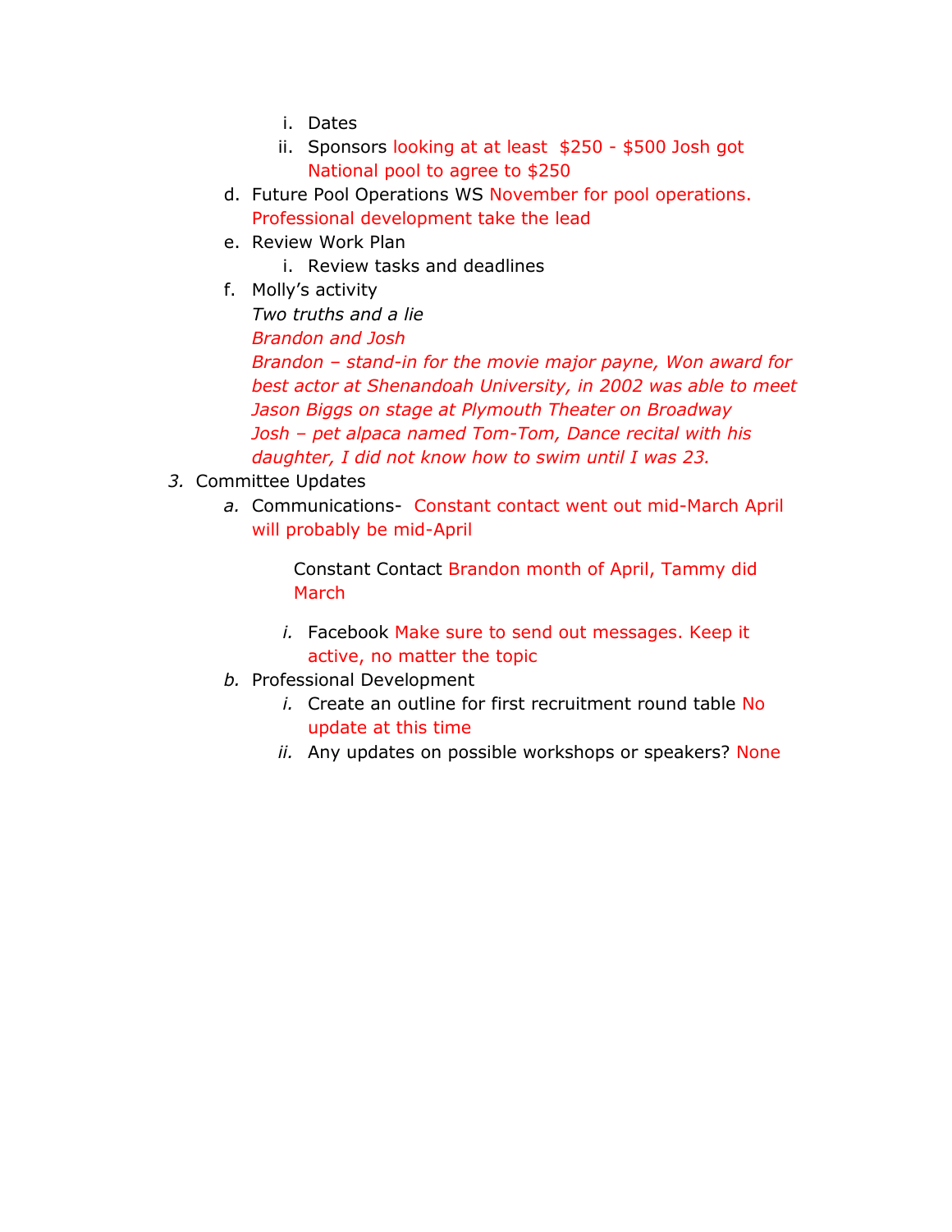i. Dates
        ii. Sponsors looking at at least  $250 - $500 Josh got National pool to agree to $250
    d. Future Pool Operations WS November for pool operations. Professional development take the lead
    e. Review Work Plan
        i. Review tasks and deadlines
    f. Molly's activity

       *Two truths and a lie*

       *Brandon and Josh*

       *Brandon – stand-in for the movie major payne, Won award for best actor at Shenandoah University, in 2002 was able to meet Jason Biggs on stage at Plymouth Theater on Broadway*

       *Josh – pet alpaca named Tom-Tom, Dance recital with his daughter, I did not know how to swim until I was 23.*

*3.* Committee Updates
    *a.* Communications-  Constant contact went out mid-March April will probably be mid-April

        Constant Contact Brandon month of April, Tammy did March

        *i.* Facebook Make sure to send out messages. Keep it active, no matter the topic
    *b.* Professional Development
        *i.* Create an outline for first recruitment round table No update at this time
        *ii.* Any updates on possible workshops or speakers? None